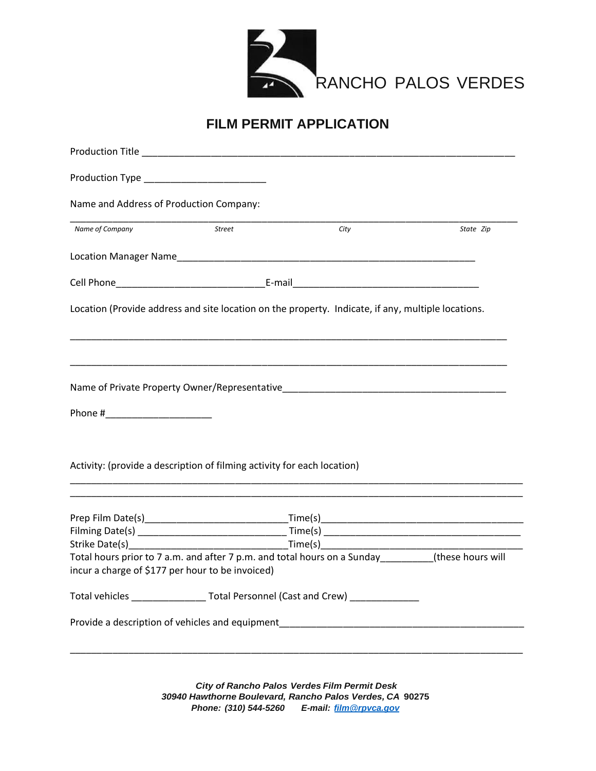RANCHO PALOS VERDES

# FILM PERMIT APPLICATION

Production Title ___________________________________________________________________

Production Type ______________________

Name and Address of Production Company:

_______________________________________________________________________________

*Name of Company* *Street* *City* *State Zip*

Location Manager Name_____________________________________________________

Cell Phone___________________________E-mail_________________________________

Location (Provide address and site location on the property. Indicate, if any, multiple locations.

_______________________________________________________________________________

_______________________________________________________________________________

Name of Private Property Owner/Representative________________________________________

Phone #___________________

Activity: (provide a description of filming activity for each location)

_______________________________________________________________________________

_______________________________________________________________________________

Prep Film Date(s)__________________________Time(s)____________________________________

Filming Date(s) ___________________________ Time(s) ___________________________________

Strike Date(s)_____________________________Time(s)____________________________________

Total hours prior to 7 a.m. and after 7 p.m. and total hours on a Sunday_________(these hours will incur a charge of $177 per hour to be invoiced)

Total vehicles _____________ Total Personnel (Cast and Crew) ____________

Provide a description of vehicles and equipment____________________________________________

_______________________________________________________________________________

***City of Rancho Palos Verdes Film Permit Desk***
***30940 Hawthorne Boulevard, Rancho Palos Verdes, CA 90275***
***Phone: (310) 544-5260 E-mail: film@rpvca.gov***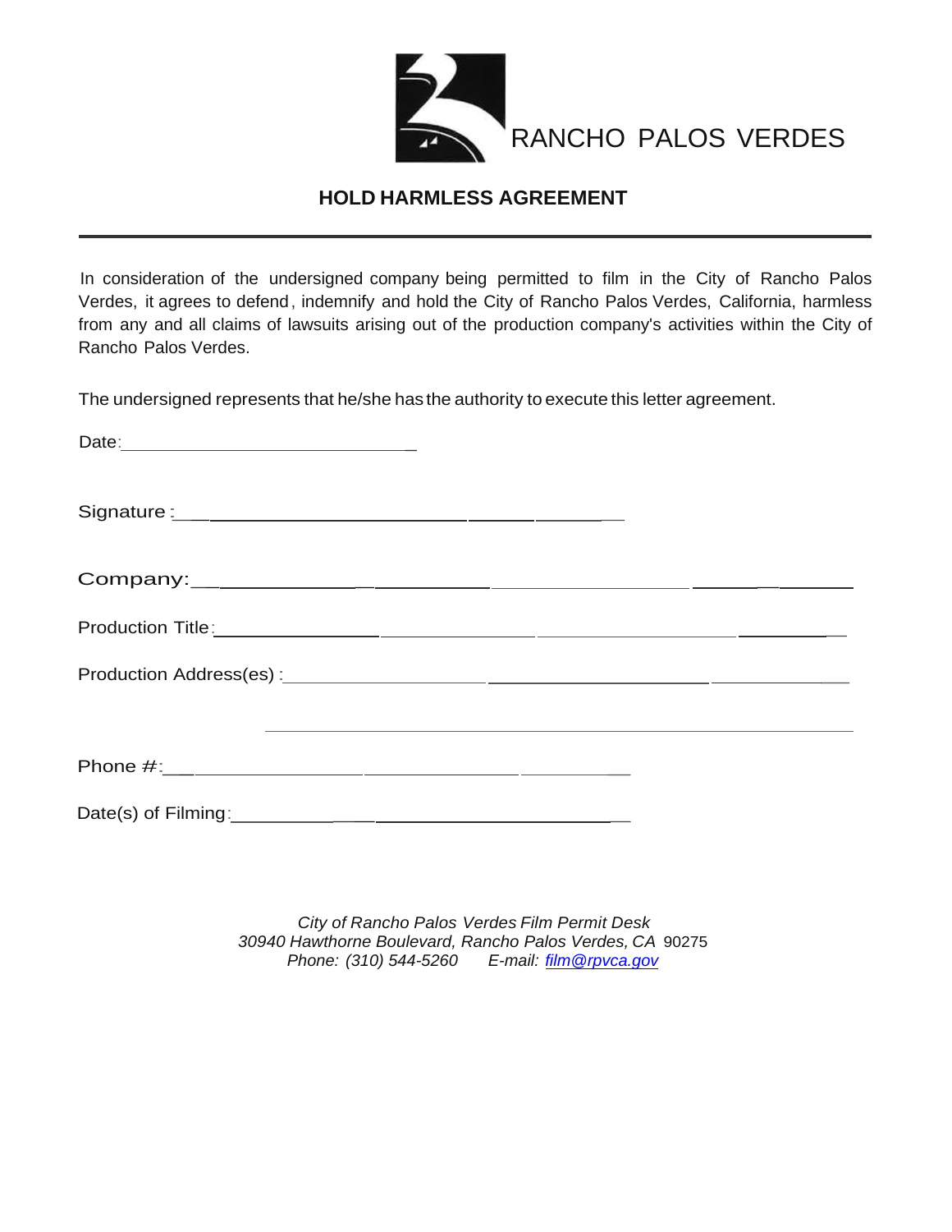RANCHO PALOS VERDES

## HOLD HARMLESS AGREEMENT

In consideration of the undersigned company being permitted to film in the City of Rancho Palos Verdes, it agrees to defend, indemnify and hold the City of Rancho Palos Verdes, California, harmless from any and all claims of lawsuits arising out of the production company's activities within the City of Rancho Palos Verdes.

The undersigned represents that he/she has the authority to execute this letter agreement.

Date:_______________________________

Signature:_______________________________________________

Company:_________________________________________________________________

Production Title:__________________________________________________________

Production Address(es):____________________________________________________

_______________________________________________________________

Phone #:_______________________________________________

Date(s) of Filming:_______________________________________

*City of Rancho Palos Verdes Film Permit Desk*
*30940 Hawthorne Boulevard, Rancho Palos Verdes, CA* 90275
*Phone: (310) 544-5260 E-mail: film@rpvca.gov*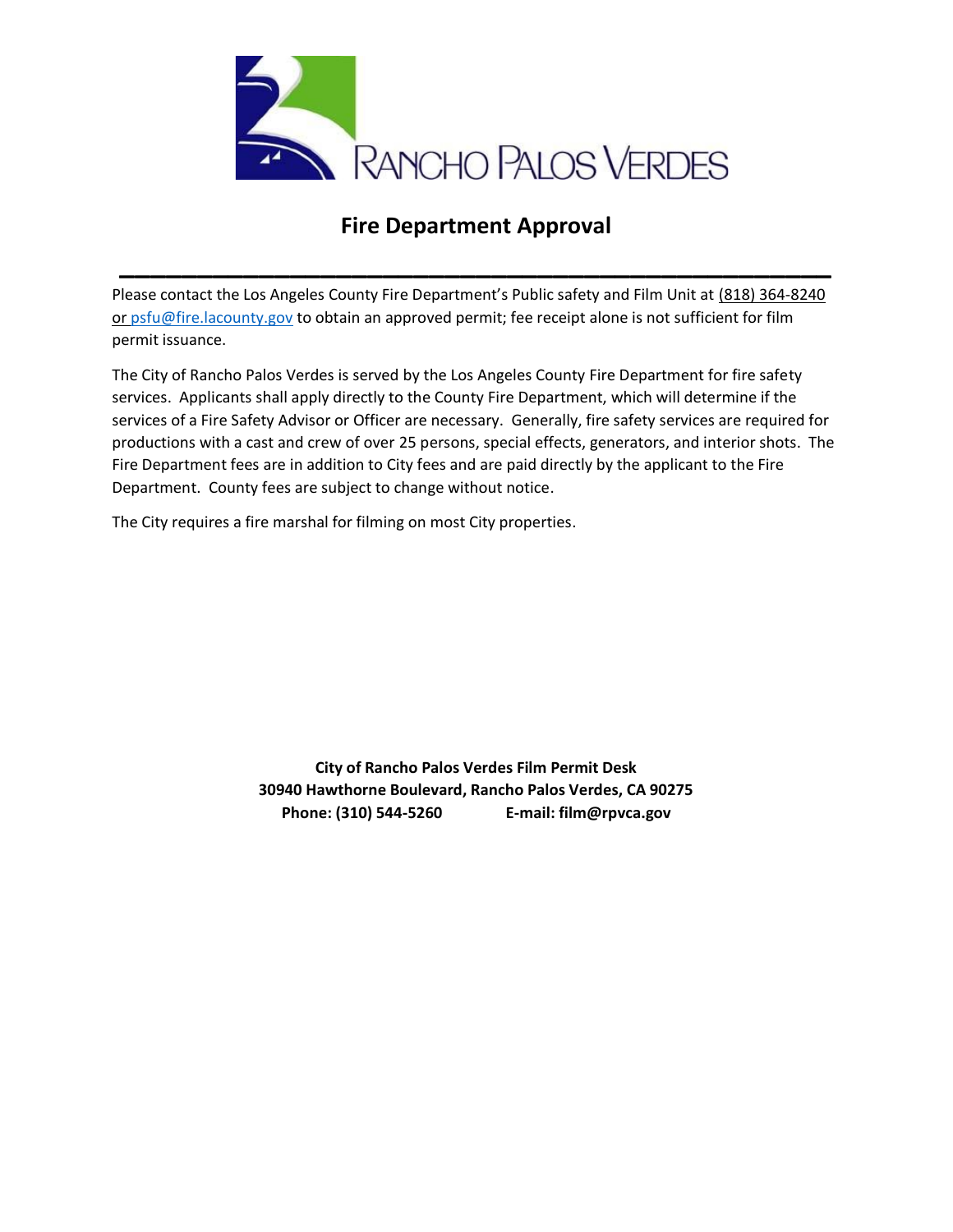# Fire Department Approval

---

Please contact the Los Angeles County Fire Department's Public safety and Film Unit at (818) 364-8240 or psfu@fire.lacounty.gov to obtain an approved permit; fee receipt alone is not sufficient for film permit issuance.

The City of Rancho Palos Verdes is served by the Los Angeles County Fire Department for fire safety services. Applicants shall apply directly to the County Fire Department, which will determine if the services of a Fire Safety Advisor or Officer are necessary. Generally, fire safety services are required for productions with a cast and crew of over 25 persons, special effects, generators, and interior shots. The Fire Department fees are in addition to City fees and are paid directly by the applicant to the Fire Department. County fees are subject to change without notice.

The City requires a fire marshal for filming on most City properties.

**City of Rancho Palos Verdes Film Permit Desk**
**30940 Hawthorne Boulevard, Rancho Palos Verdes, CA 90275**
**Phone: (310) 544-5260 E-mail: film@rpvca.gov**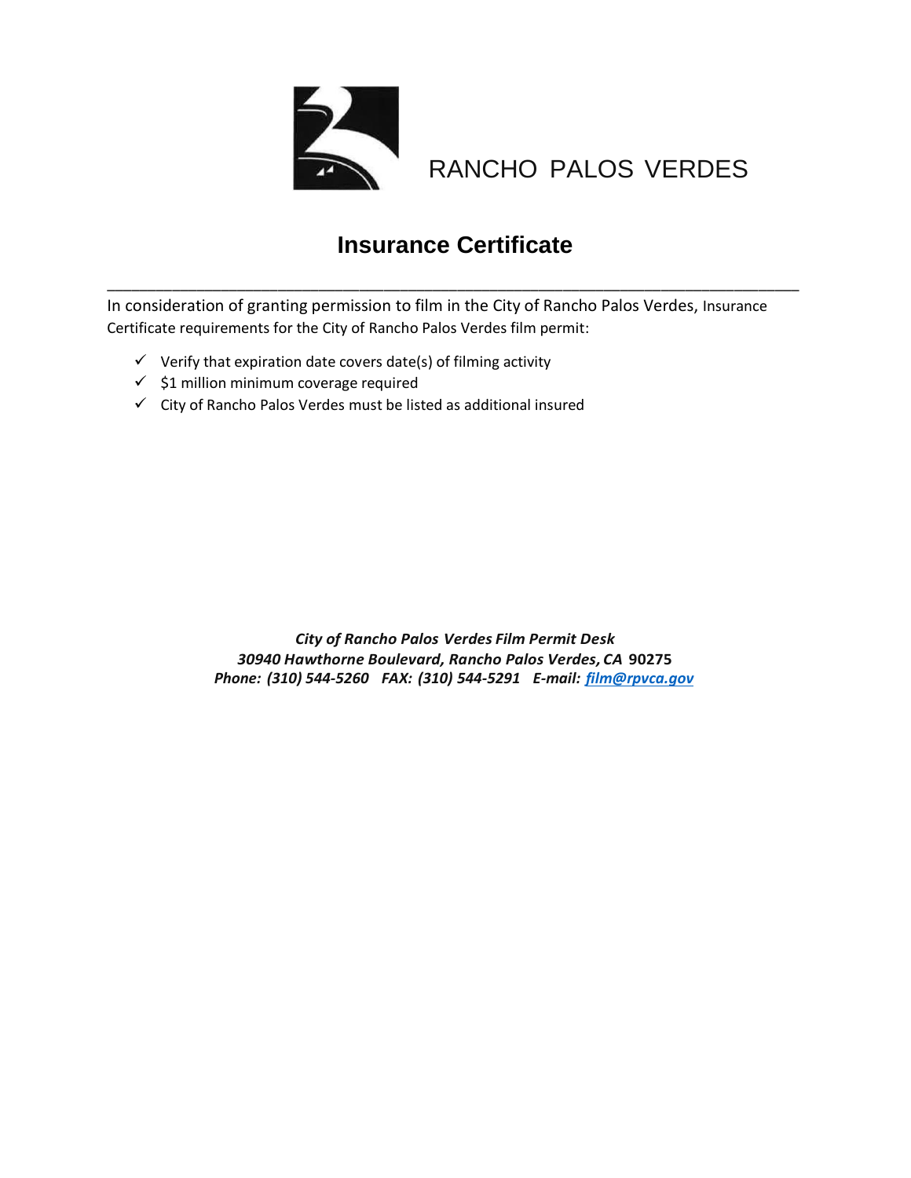RANCHO PALOS VERDES

# Insurance Certificate

---

In consideration of granting permission to film in the City of Rancho Palos Verdes, Insurance Certificate requirements for the City of Rancho Palos Verdes film permit:

- ✓ Verify that expiration date covers date(s) of filming activity
- ✓ $1 million minimum coverage required
- ✓ City of Rancho Palos Verdes must be listed as additional insured

***City of Rancho Palos Verdes Film Permit Desk***
***30940 Hawthorne Boulevard, Rancho Palos Verdes, CA* 90275**
***Phone: (310) 544-5260   FAX: (310) 544-5291   E-mail: film@rpvca.gov***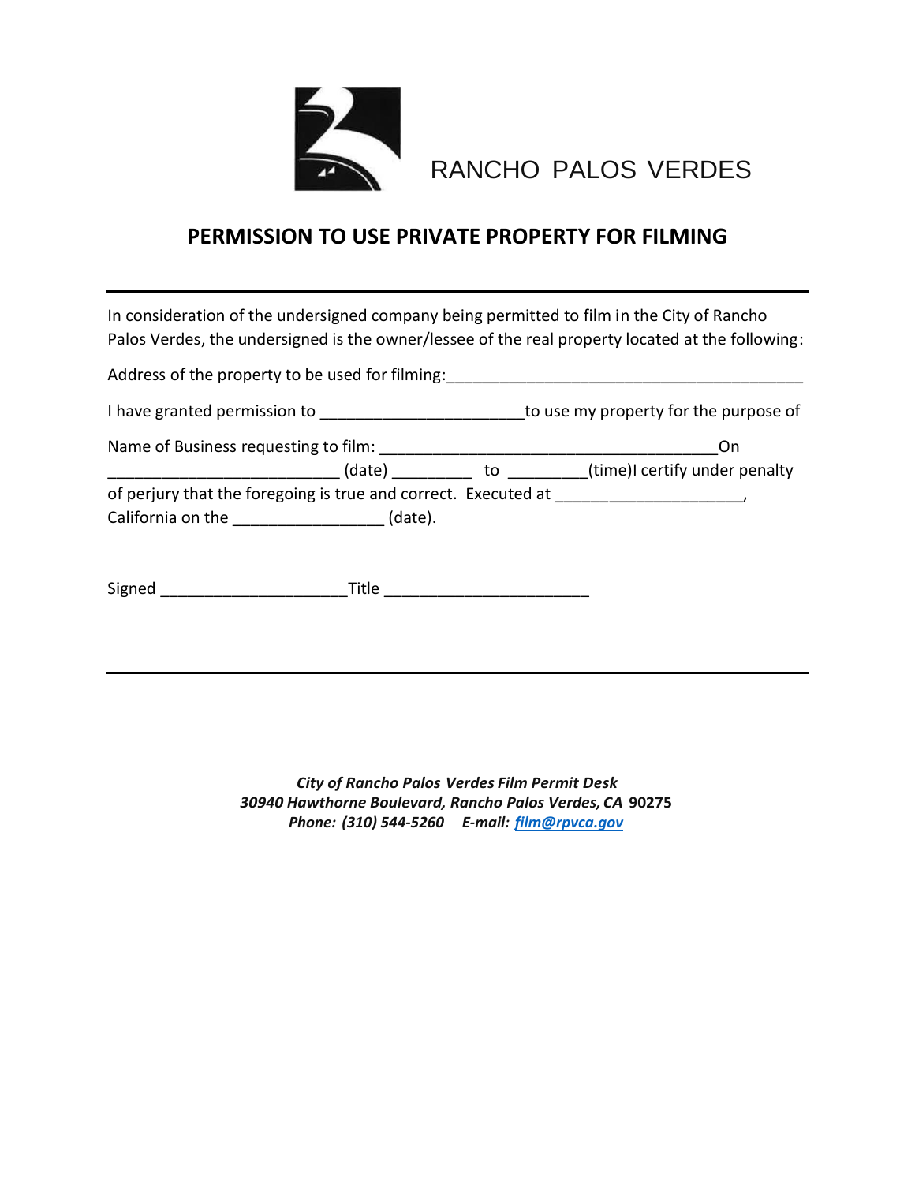RANCHO PALOS VERDES

## PERMISSION TO USE PRIVATE PROPERTY FOR FILMING

---

In consideration of the undersigned company being permitted to film in the City of Rancho Palos Verdes, the undersigned is the owner/lessee of the real property located at the following:

Address of the property to be used for filming:_________________________________________

I have granted permission to _______________________to use my property for the purpose of

Name of Business requesting to film: _______________________________________On __________________________ (date) _________ to _________(time)I certify under penalty of perjury that the foregoing is true and correct. Executed at _____________________, California on the ________________ (date).

Signed ____________________Title ______________________

---

***City of Rancho Palos Verdes Film Permit Desk***
***30940 Hawthorne Boulevard, Rancho Palos Verdes, CA*** **90275**
***Phone: (310) 544-5260 E-mail: film@rpvca.gov***